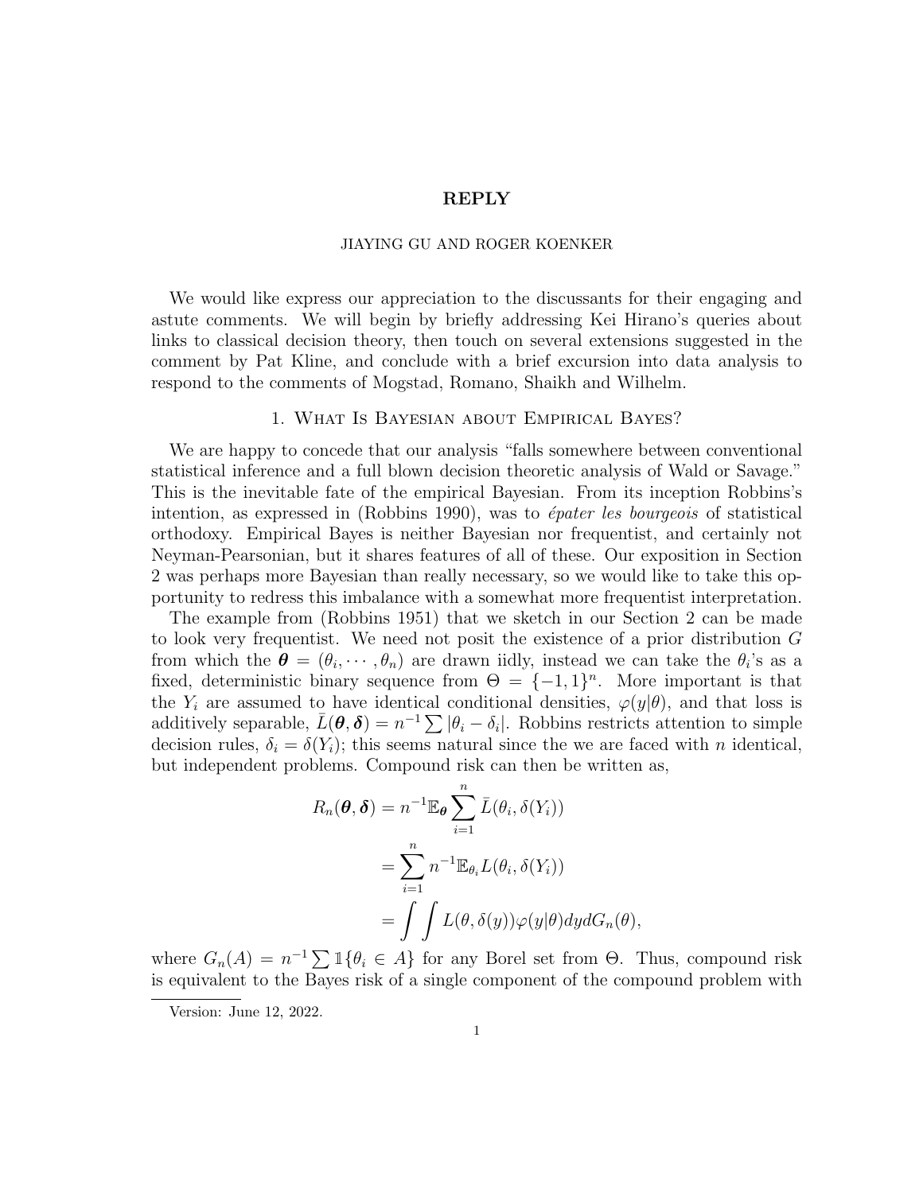# REPLY

JIAYING GU AND ROGER KOENKER

We would like express our appreciation to the discussants for their engaging and astute comments. We will begin by briefly addressing Kei Hirano's queries about links to classical decision theory, then touch on several extensions suggested in the comment by Pat Kline, and conclude with a brief excursion into data analysis to respond to the comments of Mogstad, Romano, Shaikh and Wilhelm.

## 1. What Is Bayesian about Empirical Bayes?

We are happy to concede that our analysis "falls somewhere between conventional statistical inference and a full blown decision theoretic analysis of Wald or Savage." This is the inevitable fate of the empirical Bayesian. From its inception Robbins's intention, as expressed in (Robbins 1990), was to *épater les bourgeois* of statistical orthodoxy. Empirical Bayes is neither Bayesian nor frequentist, and certainly not Neyman-Pearsonian, but it shares features of all of these. Our exposition in Section 2 was perhaps more Bayesian than really necessary, so we would like to take this opportunity to redress this imbalance with a somewhat more frequentist interpretation.

The example from (Robbins 1951) that we sketch in our Section 2 can be made to look very frequentist. We need not posit the existence of a prior distribution $G$ from which the $\boldsymbol{\theta} = (\theta_i, \cdots, \theta_n)$ are drawn iidly, instead we can take the $\theta_i$'s as a fixed, deterministic binary sequence from $\Theta = \{-1, 1\}^n$. More important is that the $Y_i$ are assumed to have identical conditional densities, $\varphi(y|\theta)$, and that loss is additively separable, $\bar{L}(\boldsymbol{\theta}, \boldsymbol{\delta}) = n^{-1} \sum |\theta_i - \delta_i|$. Robbins restricts attention to simple decision rules, $\delta_i = \delta(Y_i)$; this seems natural since the we are faced with $n$ identical, but independent problems. Compound risk can then be written as,

$$
\begin{aligned}
R_n(\boldsymbol{\theta}, \boldsymbol{\delta}) &= n^{-1} \mathbb{E}_{\boldsymbol{\theta}} \sum_{i=1}^{n} \bar{L}(\theta_i, \delta(Y_i)) \\
&= \sum_{i=1}^{n} n^{-1} \mathbb{E}_{\theta_i} L(\theta_i, \delta(Y_i)) \\
&= \int \int L(\theta, \delta(y)) \varphi(y|\theta) dy dG_n(\theta),
\end{aligned}
$$

where $G_n(A) = n^{-1} \sum \mathbb{1}\{\theta_i \in A\}$ for any Borel set from $\Theta$. Thus, compound risk is equivalent to the Bayes risk of a single component of the compound problem with

Version: June 12, 2022.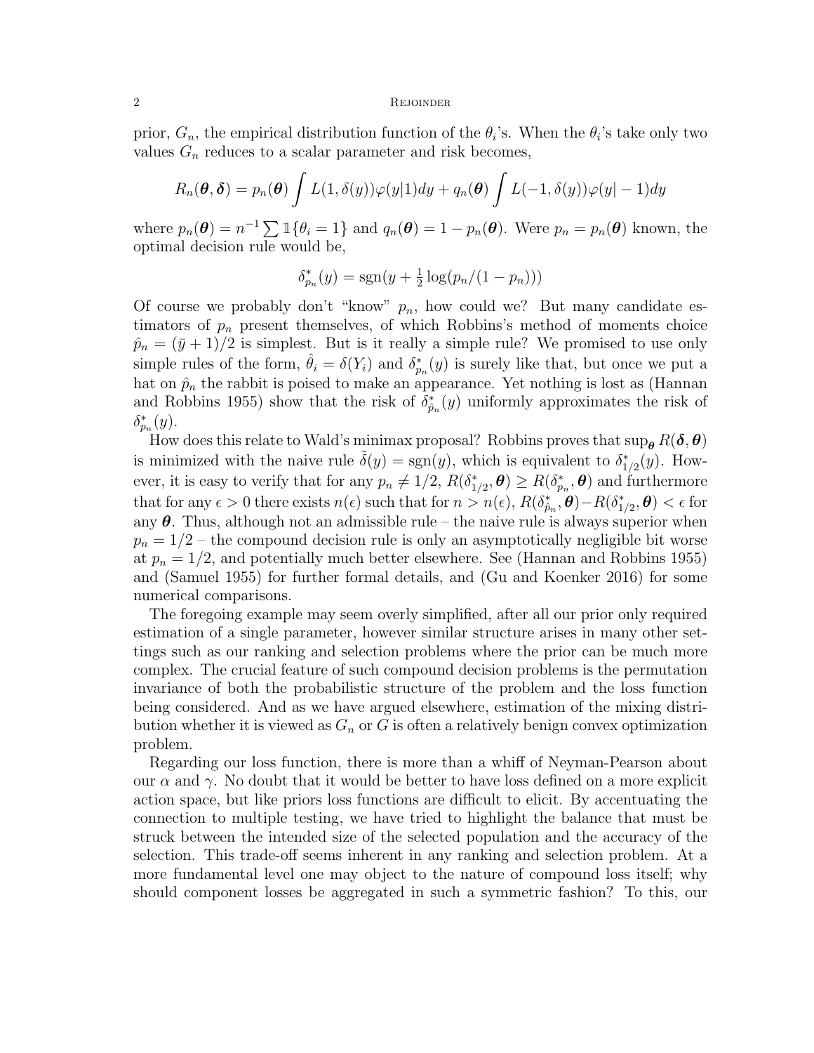prior, $G_n$, the empirical distribution function of the $\theta_i$'s. When the $\theta_i$'s take only two values $G_n$ reduces to a scalar parameter and risk becomes,

$$R_n(\boldsymbol{\theta}, \boldsymbol{\delta}) = p_n(\boldsymbol{\theta}) \int L(1, \delta(y))\varphi(y|1)dy + q_n(\boldsymbol{\theta}) \int L(-1, \delta(y))\varphi(y|-1)dy$$

where $p_n(\boldsymbol{\theta}) = n^{-1} \sum \mathbb{1}\{\theta_i = 1\}$ and $q_n(\boldsymbol{\theta}) = 1 - p_n(\boldsymbol{\theta})$. Were $p_n = p_n(\boldsymbol{\theta})$ known, the optimal decision rule would be,

$$\delta^*_{p_n}(y) = \operatorname{sgn}(y + \tfrac{1}{2}\log(p_n/(1-p_n)))$$

Of course we probably don't "know" $p_n$, how could we? But many candidate estimators of $p_n$ present themselves, of which Robbins's method of moments choice $\hat{p}_n = (\bar{y}+1)/2$ is simplest. But is it really a simple rule? We promised to use only simple rules of the form, $\hat{\theta}_i = \delta(Y_i)$ and $\delta^*_{p_n}(y)$ is surely like that, but once we put a hat on $\hat{p}_n$ the rabbit is poised to make an appearance. Yet nothing is lost as (Hannan and Robbins 1955) show that the risk of $\delta^*_{\hat{p}_n}(y)$ uniformly approximates the risk of $\delta^*_{p_n}(y)$.

How does this relate to Wald's minimax proposal? Robbins proves that $\sup_{\boldsymbol{\theta}} R(\boldsymbol{\delta}, \boldsymbol{\theta})$ is minimized with the naive rule $\tilde{\delta}(y) = \operatorname{sgn}(y)$, which is equivalent to $\delta^*_{1/2}(y)$. However, it is easy to verify that for any $p_n \neq 1/2$, $R(\delta^*_{1/2}, \boldsymbol{\theta}) \geq R(\delta^*_{p_n}, \boldsymbol{\theta})$ and furthermore that for any $\epsilon > 0$ there exists $n(\epsilon)$ such that for $n > n(\epsilon)$, $R(\delta^*_{\hat{p}_n}, \boldsymbol{\theta}) - R(\delta^*_{1/2}, \boldsymbol{\theta}) < \epsilon$ for any $\boldsymbol{\theta}$. Thus, although not an admissible rule – the naive rule is always superior when $p_n = 1/2$ – the compound decision rule is only an asymptotically negligible bit worse at $p_n = 1/2$, and potentially much better elsewhere. See (Hannan and Robbins 1955) and (Samuel 1955) for further formal details, and (Gu and Koenker 2016) for some numerical comparisons.

The foregoing example may seem overly simplified, after all our prior only required estimation of a single parameter, however similar structure arises in many other settings such as our ranking and selection problems where the prior can be much more complex. The crucial feature of such compound decision problems is the permutation invariance of both the probabilistic structure of the problem and the loss function being considered. And as we have argued elsewhere, estimation of the mixing distribution whether it is viewed as $G_n$ or $G$ is often a relatively benign convex optimization problem.

Regarding our loss function, there is more than a whiff of Neyman-Pearson about our $\alpha$ and $\gamma$. No doubt that it would be better to have loss defined on a more explicit action space, but like priors loss functions are difficult to elicit. By accentuating the connection to multiple testing, we have tried to highlight the balance that must be struck between the intended size of the selected population and the accuracy of the selection. This trade-off seems inherent in any ranking and selection problem. At a more fundamental level one may object to the nature of compound loss itself; why should component losses be aggregated in such a symmetric fashion? To this, our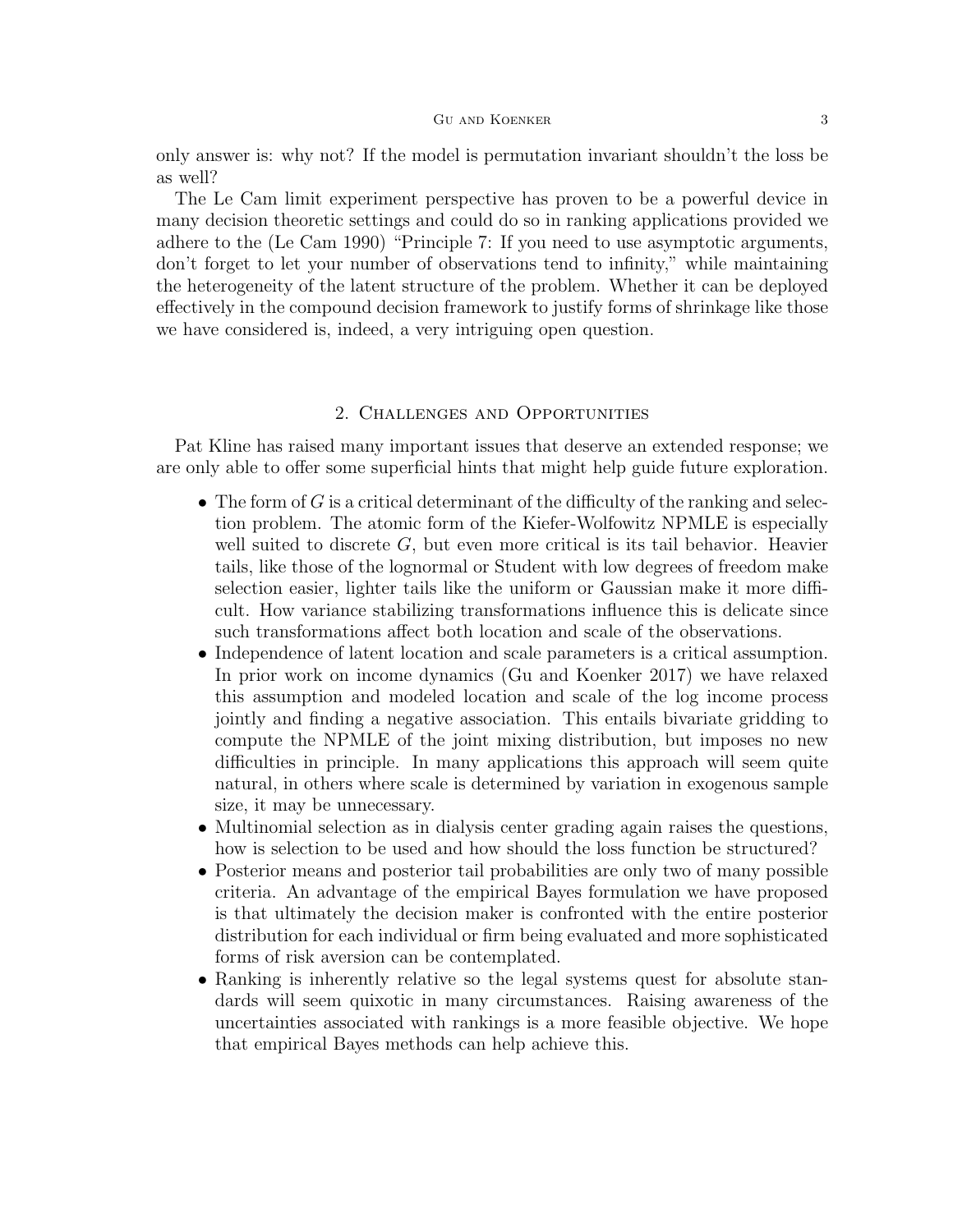only answer is: why not? If the model is permutation invariant shouldn't the loss be as well?

The Le Cam limit experiment perspective has proven to be a powerful device in many decision theoretic settings and could do so in ranking applications provided we adhere to the (Le Cam 1990) "Principle 7: If you need to use asymptotic arguments, don't forget to let your number of observations tend to infinity," while maintaining the heterogeneity of the latent structure of the problem. Whether it can be deployed effectively in the compound decision framework to justify forms of shrinkage like those we have considered is, indeed, a very intriguing open question.

## 2. Challenges and Opportunities

Pat Kline has raised many important issues that deserve an extended response; we are only able to offer some superficial hints that might help guide future exploration.

- The form of $G$ is a critical determinant of the difficulty of the ranking and selection problem. The atomic form of the Kiefer-Wolfowitz NPMLE is especially well suited to discrete $G$, but even more critical is its tail behavior. Heavier tails, like those of the lognormal or Student with low degrees of freedom make selection easier, lighter tails like the uniform or Gaussian make it more difficult. How variance stabilizing transformations influence this is delicate since such transformations affect both location and scale of the observations.
- Independence of latent location and scale parameters is a critical assumption. In prior work on income dynamics (Gu and Koenker 2017) we have relaxed this assumption and modeled location and scale of the log income process jointly and finding a negative association. This entails bivariate gridding to compute the NPMLE of the joint mixing distribution, but imposes no new difficulties in principle. In many applications this approach will seem quite natural, in others where scale is determined by variation in exogenous sample size, it may be unnecessary.
- Multinomial selection as in dialysis center grading again raises the questions, how is selection to be used and how should the loss function be structured?
- Posterior means and posterior tail probabilities are only two of many possible criteria. An advantage of the empirical Bayes formulation we have proposed is that ultimately the decision maker is confronted with the entire posterior distribution for each individual or firm being evaluated and more sophisticated forms of risk aversion can be contemplated.
- Ranking is inherently relative so the legal systems quest for absolute standards will seem quixotic in many circumstances. Raising awareness of the uncertainties associated with rankings is a more feasible objective. We hope that empirical Bayes methods can help achieve this.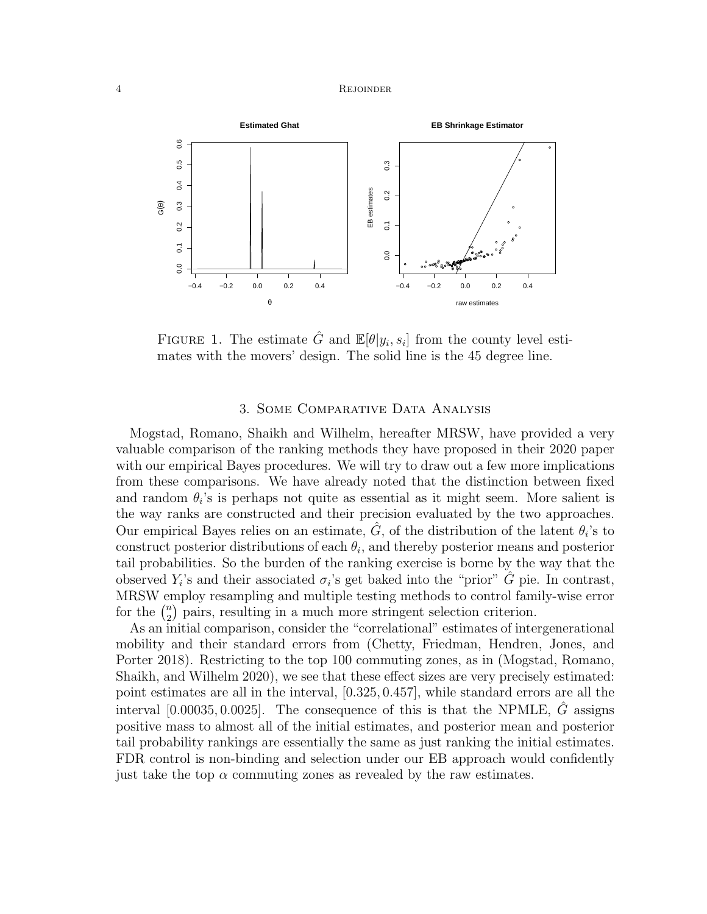FIGURE 1. The estimate $\hat{G}$ and $\mathbb{E}[\theta|y_i, s_i]$ from the county level estimates with the movers' design. The solid line is the 45 degree line.

## 3. Some Comparative Data Analysis

Mogstad, Romano, Shaikh and Wilhelm, hereafter MRSW, have provided a very valuable comparison of the ranking methods they have proposed in their 2020 paper with our empirical Bayes procedures. We will try to draw out a few more implications from these comparisons. We have already noted that the distinction between fixed and random $\theta_i$'s is perhaps not quite as essential as it might seem. More salient is the way ranks are constructed and their precision evaluated by the two approaches. Our empirical Bayes relies on an estimate, $\hat{G}$, of the distribution of the latent $\theta_i$'s to construct posterior distributions of each $\theta_i$, and thereby posterior means and posterior tail probabilities. So the burden of the ranking exercise is borne by the way that the observed $Y_i$'s and their associated $\sigma_i$'s get baked into the "prior" $\hat{G}$ pie. In contrast, MRSW employ resampling and multiple testing methods to control family-wise error for the $\binom{n}{2}$ pairs, resulting in a much more stringent selection criterion.

As an initial comparison, consider the "correlational" estimates of intergenerational mobility and their standard errors from (Chetty, Friedman, Hendren, Jones, and Porter 2018). Restricting to the top 100 commuting zones, as in (Mogstad, Romano, Shaikh, and Wilhelm 2020), we see that these effect sizes are very precisely estimated: point estimates are all in the interval, $[0.325, 0.457]$, while standard errors are all the interval $[0.00035, 0.0025]$. The consequence of this is that the NPMLE, $\hat{G}$ assigns positive mass to almost all of the initial estimates, and posterior mean and posterior tail probability rankings are essentially the same as just ranking the initial estimates. FDR control is non-binding and selection under our EB approach would confidently just take the top $\alpha$ commuting zones as revealed by the raw estimates.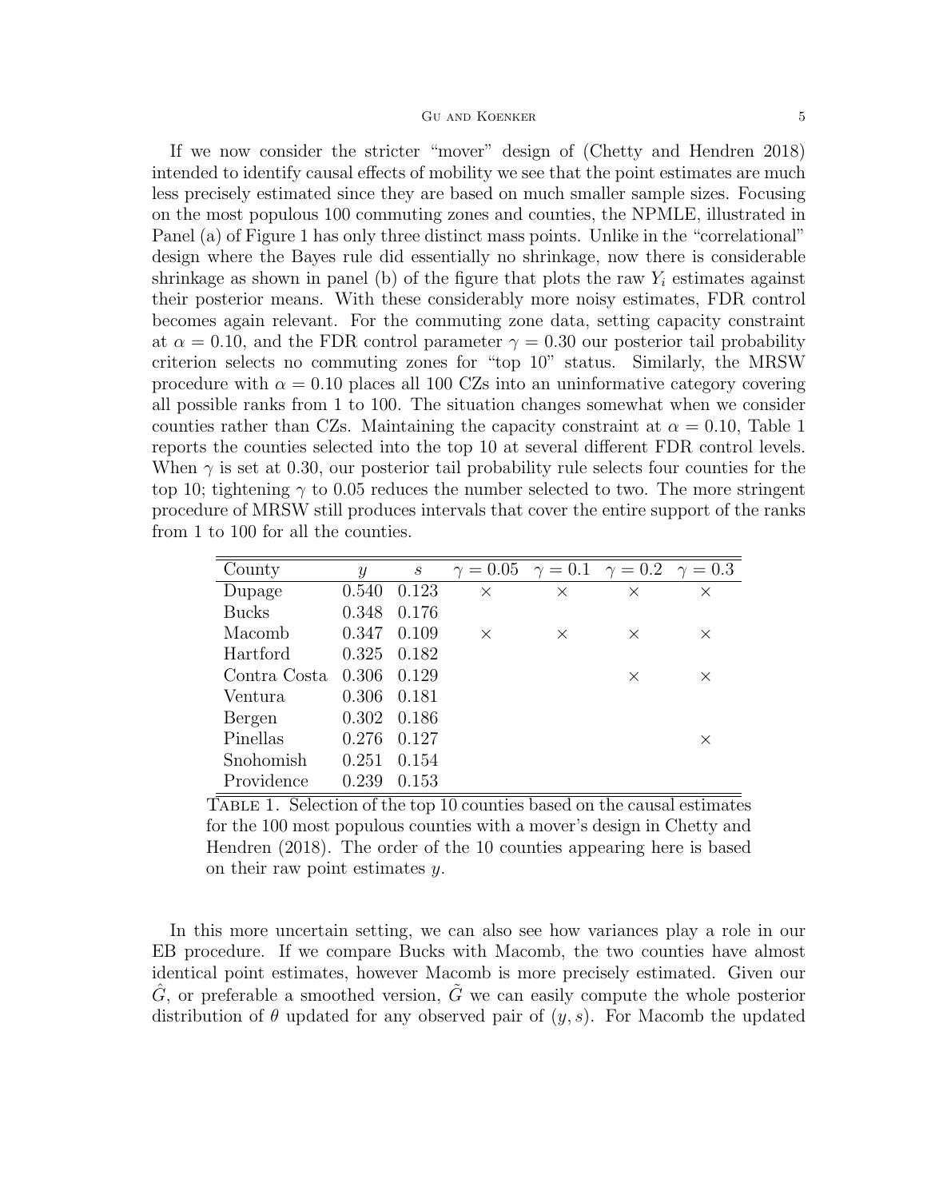If we now consider the stricter "mover" design of (Chetty and Hendren 2018) intended to identify causal effects of mobility we see that the point estimates are much less precisely estimated since they are based on much smaller sample sizes. Focusing on the most populous 100 commuting zones and counties, the NPMLE, illustrated in Panel (a) of Figure 1 has only three distinct mass points. Unlike in the "correlational" design where the Bayes rule did essentially no shrinkage, now there is considerable shrinkage as shown in panel (b) of the figure that plots the raw $Y_i$ estimates against their posterior means. With these considerably more noisy estimates, FDR control becomes again relevant. For the commuting zone data, setting capacity constraint at $\alpha = 0.10$, and the FDR control parameter $\gamma = 0.30$ our posterior tail probability criterion selects no commuting zones for "top 10" status. Similarly, the MRSW procedure with $\alpha = 0.10$ places all 100 CZs into an uninformative category covering all possible ranks from 1 to 100. The situation changes somewhat when we consider counties rather than CZs. Maintaining the capacity constraint at $\alpha = 0.10$, Table 1 reports the counties selected into the top 10 at several different FDR control levels. When $\gamma$ is set at 0.30, our posterior tail probability rule selects four counties for the top 10; tightening $\gamma$ to 0.05 reduces the number selected to two. The more stringent procedure of MRSW still produces intervals that cover the entire support of the ranks from 1 to 100 for all the counties.

| County | $y$ | $s$ | $\gamma = 0.05$ | $\gamma = 0.1$ | $\gamma = 0.2$ | $\gamma = 0.3$ |
|---|---|---|---|---|---|---|
| Dupage | 0.540 | 0.123 | × | × | × | × |
| Bucks | 0.348 | 0.176 | | | | |
| Macomb | 0.347 | 0.109 | × | × | × | × |
| Hartford | 0.325 | 0.182 | | | | |
| Contra Costa | 0.306 | 0.129 | | | × | × |
| Ventura | 0.306 | 0.181 | | | | |
| Bergen | 0.302 | 0.186 | | | | |
| Pinellas | 0.276 | 0.127 | | | | × |
| Snohomish | 0.251 | 0.154 | | | | |
| Providence | 0.239 | 0.153 | | | | |

Table 1. Selection of the top 10 counties based on the causal estimates for the 100 most populous counties with a mover's design in Chetty and Hendren (2018). The order of the 10 counties appearing here is based on their raw point estimates $y$.

In this more uncertain setting, we can also see how variances play a role in our EB procedure. If we compare Bucks with Macomb, the two counties have almost identical point estimates, however Macomb is more precisely estimated. Given our $\hat{G}$, or preferable a smoothed version, $\tilde{G}$ we can easily compute the whole posterior distribution of $\theta$ updated for any observed pair of $(y, s)$. For Macomb the updated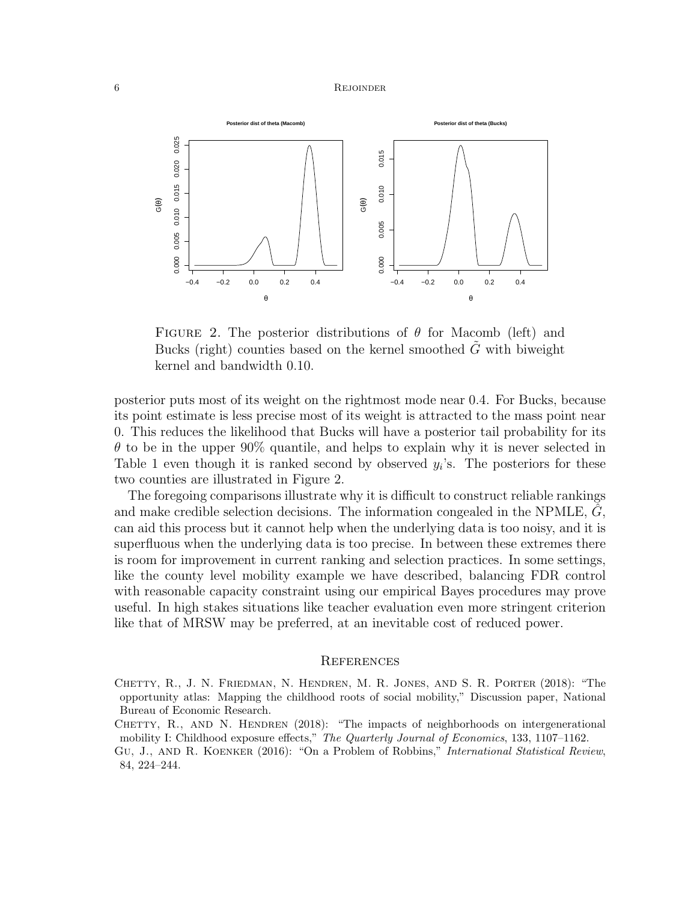FIGURE 2. The posterior distributions of $\theta$ for Macomb (left) and Bucks (right) counties based on the kernel smoothed $\tilde{G}$ with biweight kernel and bandwidth 0.10.

posterior puts most of its weight on the rightmost mode near 0.4. For Bucks, because its point estimate is less precise most of its weight is attracted to the mass point near 0. This reduces the likelihood that Bucks will have a posterior tail probability for its $\theta$ to be in the upper 90% quantile, and helps to explain why it is never selected in Table 1 even though it is ranked second by observed $y_i$'s. The posteriors for these two counties are illustrated in Figure 2.

The foregoing comparisons illustrate why it is difficult to construct reliable rankings and make credible selection decisions. The information congealed in the NPMLE, $\hat{G}$, can aid this process but it cannot help when the underlying data is too noisy, and it is superfluous when the underlying data is too precise. In between these extremes there is room for improvement in current ranking and selection practices. In some settings, like the county level mobility example we have described, balancing FDR control with reasonable capacity constraint using our empirical Bayes procedures may prove useful. In high stakes situations like teacher evaluation even more stringent criterion like that of MRSW may be preferred, at an inevitable cost of reduced power.

## References

Chetty, R., J. N. Friedman, N. Hendren, M. R. Jones, and S. R. Porter (2018): "The opportunity atlas: Mapping the childhood roots of social mobility," Discussion paper, National Bureau of Economic Research.

Chetty, R., and N. Hendren (2018): "The impacts of neighborhoods on intergenerational mobility I: Childhood exposure effects," *The Quarterly Journal of Economics*, 133, 1107–1162.

Gu, J., and R. Koenker (2016): "On a Problem of Robbins," *International Statistical Review*, 84, 224–244.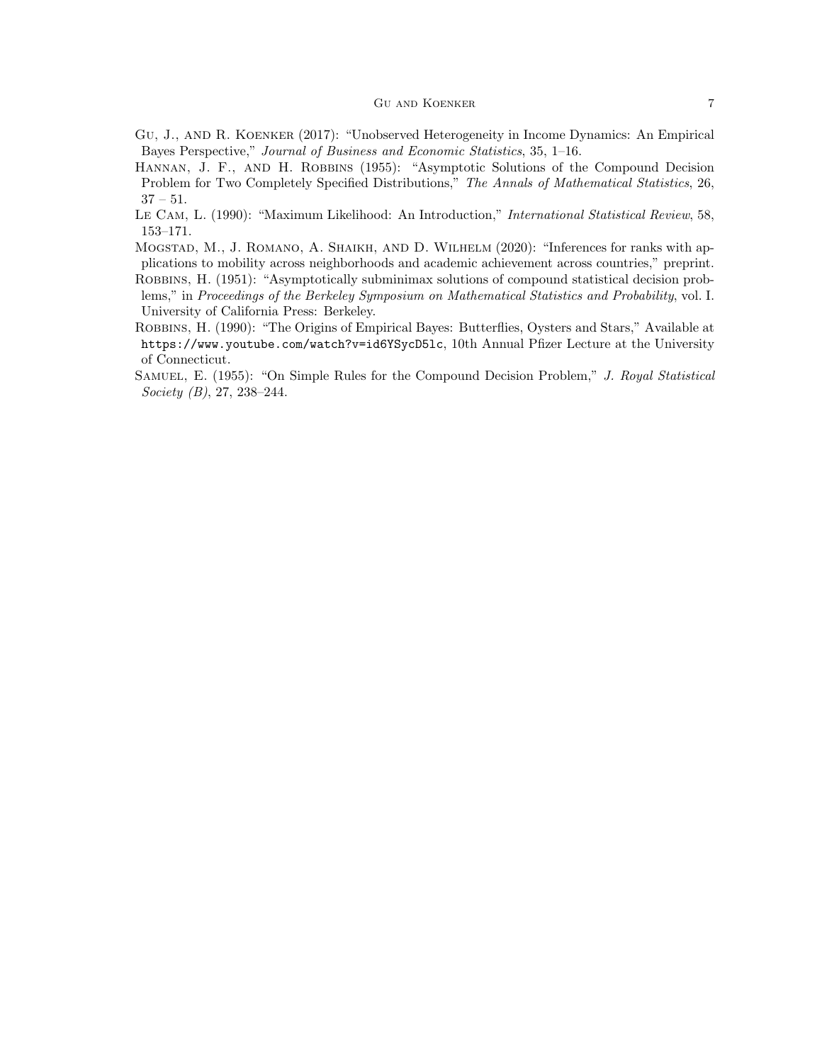Gu, J., and R. Koenker (2017): "Unobserved Heterogeneity in Income Dynamics: An Empirical Bayes Perspective," *Journal of Business and Economic Statistics*, 35, 1–16.

Hannan, J. F., and H. Robbins (1955): "Asymptotic Solutions of the Compound Decision Problem for Two Completely Specified Distributions," *The Annals of Mathematical Statistics*, 26, 37 – 51.

Le Cam, L. (1990): "Maximum Likelihood: An Introduction," *International Statistical Review*, 58, 153–171.

Mogstad, M., J. Romano, A. Shaikh, and D. Wilhelm (2020): "Inferences for ranks with applications to mobility across neighborhoods and academic achievement across countries," preprint.

Robbins, H. (1951): "Asymptotically subminimax solutions of compound statistical decision problems," in *Proceedings of the Berkeley Symposium on Mathematical Statistics and Probability*, vol. I. University of California Press: Berkeley.

Robbins, H. (1990): "The Origins of Empirical Bayes: Butterflies, Oysters and Stars," Available at `https://www.youtube.com/watch?v=id6YSycD5lc`, 10th Annual Pfizer Lecture at the University of Connecticut.

Samuel, E. (1955): "On Simple Rules for the Compound Decision Problem," *J. Royal Statistical Society (B)*, 27, 238–244.